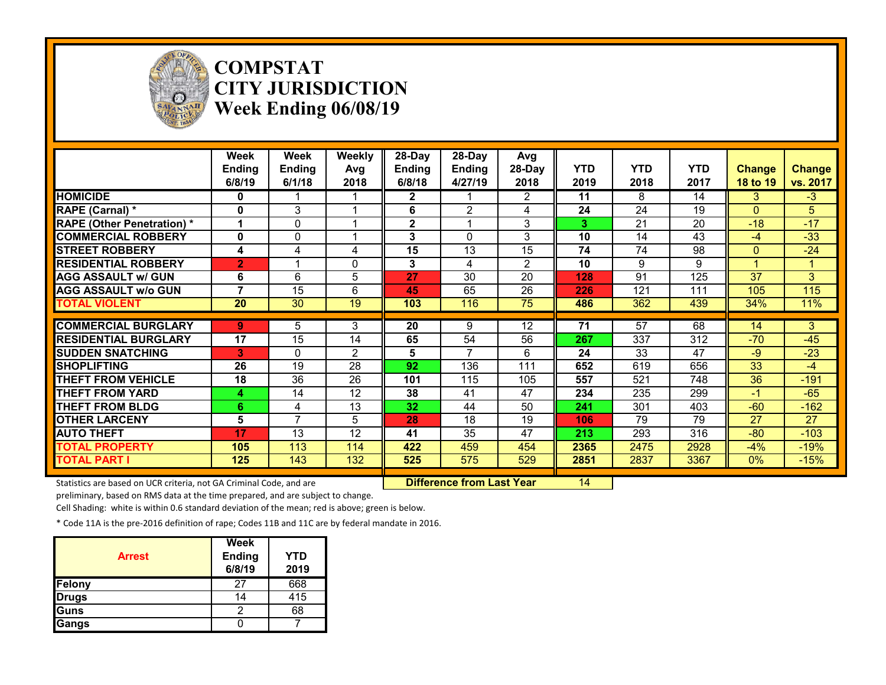# COMPSTAT
# CITY JURISDICTION
# Week Ending 06/08/19

| | Week Ending 6/8/19 | Week Ending 6/1/18 | Weekly Avg 2018 | 28-Day Ending 6/8/18 | 28-Day Ending 4/27/19 | Avg 28-Day 2018 | YTD 2019 | YTD 2018 | YTD 2017 | Change 18 to 19 | Change vs. 2017 |
|---|---|---|---|---|---|---|---|---|---|---|---|
| HOMICIDE | 0 | 1 | 1 | 2 | 1 | 2 | 11 | 8 | 14 | 3 | -3 |
| RAPE (Carnal) * | 0 | 3 | 1 | 6 | 2 | 4 | 24 | 24 | 19 | 0 | 5 |
| RAPE (Other Penetration) * | 1 | 0 | 1 | 2 | 1 | 3 | 3 | 21 | 20 | -18 | -17 |
| COMMERCIAL ROBBERY | 0 | 0 | 1 | 3 | 0 | 3 | 10 | 14 | 43 | -4 | -33 |
| STREET ROBBERY | 4 | 4 | 4 | 15 | 13 | 15 | 74 | 74 | 98 | 0 | -24 |
| RESIDENTIAL ROBBERY | 2 | 1 | 0 | 3 | 4 | 2 | 10 | 9 | 9 | 1 | 1 |
| AGG ASSAULT w/ GUN | 6 | 6 | 5 | 27 | 30 | 20 | 128 | 91 | 125 | 37 | 3 |
| AGG ASSAULT w/o GUN | 7 | 15 | 6 | 45 | 65 | 26 | 226 | 121 | 111 | 105 | 115 |
| TOTAL VIOLENT | 20 | 30 | 19 | 103 | 116 | 75 | 486 | 362 | 439 | 34% | 11% |
| COMMERCIAL BURGLARY | 9 | 5 | 3 | 20 | 9 | 12 | 71 | 57 | 68 | 14 | 3 |
| RESIDENTIAL BURGLARY | 17 | 15 | 14 | 65 | 54 | 56 | 267 | 337 | 312 | -70 | -45 |
| SUDDEN SNATCHING | 3 | 0 | 2 | 5 | 7 | 6 | 24 | 33 | 47 | -9 | -23 |
| SHOPLIFTING | 26 | 19 | 28 | 92 | 136 | 111 | 652 | 619 | 656 | 33 | -4 |
| THEFT FROM VEHICLE | 18 | 36 | 26 | 101 | 115 | 105 | 557 | 521 | 748 | 36 | -191 |
| THEFT FROM YARD | 4 | 14 | 12 | 38 | 41 | 47 | 234 | 235 | 299 | -1 | -65 |
| THEFT FROM BLDG | 6 | 4 | 13 | 32 | 44 | 50 | 241 | 301 | 403 | -60 | -162 |
| OTHER LARCENY | 5 | 7 | 5 | 28 | 18 | 19 | 106 | 79 | 79 | 27 | 27 |
| AUTO THEFT | 17 | 13 | 12 | 41 | 35 | 47 | 213 | 293 | 316 | -80 | -103 |
| TOTAL PROPERTY | 105 | 113 | 114 | 422 | 459 | 454 | 2365 | 2475 | 2928 | -4% | -19% |
| TOTAL PART I | 125 | 143 | 132 | 525 | 575 | 529 | 2851 | 2837 | 3367 | 0% | -15% |

**Difference from Last Year**: 14

Statistics are based on UCR criteria, not GA Criminal Code, and are preliminary, based on RMS data at the time prepared, and are subject to change.

Cell Shading: white is within 0.6 standard deviation of the mean; red is above; green is below.

* Code 11A is the pre-2016 definition of rape; Codes 11B and 11C are by federal mandate in 2016.

| Arrest | Week Ending 6/8/19 | YTD 2019 |
|---|---|---|
| Felony | 27 | 668 |
| Drugs | 14 | 415 |
| Guns | 2 | 68 |
| Gangs | 0 | 7 |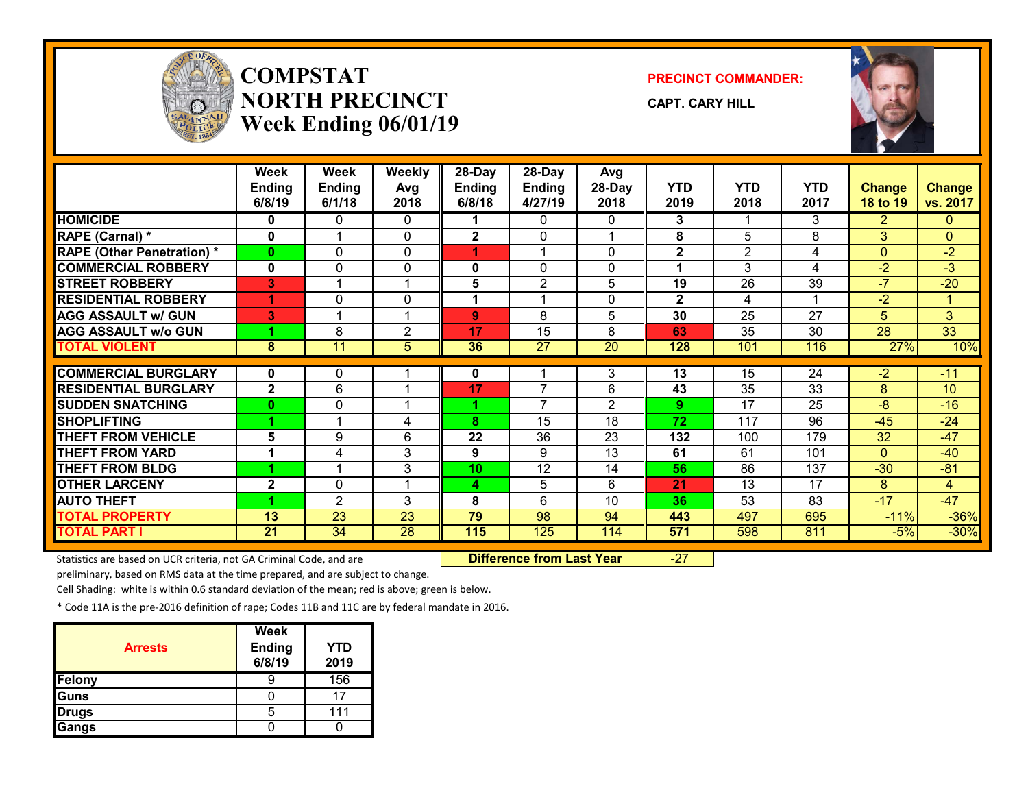# COMPSTAT NORTH PRECINCT
## Week Ending 06/01/19

**PRECINCT COMMANDER:**
**CAPT. CARY HILL**

| | Week Ending 6/8/19 | Week Ending 6/1/18 | Weekly Avg 2018 | 28-Day Ending 6/8/18 | 28-Day Ending 4/27/19 | Avg 28-Day 2018 | YTD 2019 | YTD 2018 | YTD 2017 | Change 18 to 19 | Change vs. 2017 |
|---|---|---|---|---|---|---|---|---|---|---|---|
| HOMICIDE | 0 | 0 | 0 | 1 | 0 | 0 | 3 | 1 | 3 | 2 | 0 |
| RAPE (Carnal) * | 0 | 1 | 0 | 2 | 0 | 1 | 8 | 5 | 8 | 3 | 0 |
| RAPE (Other Penetration) * | 0 | 0 | 0 | 1 | 1 | 0 | 2 | 2 | 4 | 0 | -2 |
| COMMERCIAL ROBBERY | 0 | 0 | 0 | 0 | 0 | 0 | 1 | 3 | 4 | -2 | -3 |
| STREET ROBBERY | 3 | 1 | 1 | 5 | 2 | 5 | 19 | 26 | 39 | -7 | -20 |
| RESIDENTIAL ROBBERY | 1 | 0 | 0 | 1 | 1 | 0 | 2 | 4 | 1 | -2 | 1 |
| AGG ASSAULT w/ GUN | 3 | 1 | 1 | 9 | 8 | 5 | 30 | 25 | 27 | 5 | 3 |
| AGG ASSAULT w/o GUN | 1 | 8 | 2 | 17 | 15 | 8 | 63 | 35 | 30 | 28 | 33 |
| TOTAL VIOLENT | 8 | 11 | 5 | 36 | 27 | 20 | 128 | 101 | 116 | 27% | 10% |
| COMMERCIAL BURGLARY | 0 | 0 | 1 | 0 | 1 | 3 | 13 | 15 | 24 | -2 | -11 |
| RESIDENTIAL BURGLARY | 2 | 6 | 1 | 17 | 7 | 6 | 43 | 35 | 33 | 8 | 10 |
| SUDDEN SNATCHING | 0 | 0 | 1 | 1 | 7 | 2 | 9 | 17 | 25 | -8 | -16 |
| SHOPLIFTING | 1 | 1 | 4 | 8 | 15 | 18 | 72 | 117 | 96 | -45 | -24 |
| THEFT FROM VEHICLE | 5 | 9 | 6 | 22 | 36 | 23 | 132 | 100 | 179 | 32 | -47 |
| THEFT FROM YARD | 1 | 4 | 3 | 9 | 9 | 13 | 61 | 61 | 101 | 0 | -40 |
| THEFT FROM BLDG | 1 | 1 | 3 | 10 | 12 | 14 | 56 | 86 | 137 | -30 | -81 |
| OTHER LARCENY | 2 | 0 | 1 | 4 | 5 | 6 | 21 | 13 | 17 | 8 | 4 |
| AUTO THEFT | 1 | 2 | 3 | 8 | 6 | 10 | 36 | 53 | 83 | -17 | -47 |
| TOTAL PROPERTY | 13 | 23 | 23 | 79 | 98 | 94 | 443 | 497 | 695 | -11% | -36% |
| TOTAL PART I | 21 | 34 | 28 | 115 | 125 | 114 | 571 | 598 | 811 | -5% | -30% |

**Difference from Last Year** -27

Statistics are based on UCR criteria, not GA Criminal Code, and are preliminary, based on RMS data at the time prepared, and are subject to change.

Cell Shading: white is within 0.6 standard deviation of the mean; red is above; green is below.

* Code 11A is the pre-2016 definition of rape; Codes 11B and 11C are by federal mandate in 2016.

| Arrests | Week Ending 6/8/19 | YTD 2019 |
|---|---|---|
| Felony | 9 | 156 |
| Guns | 0 | 17 |
| Drugs | 5 | 111 |
| Gangs | 0 | 0 |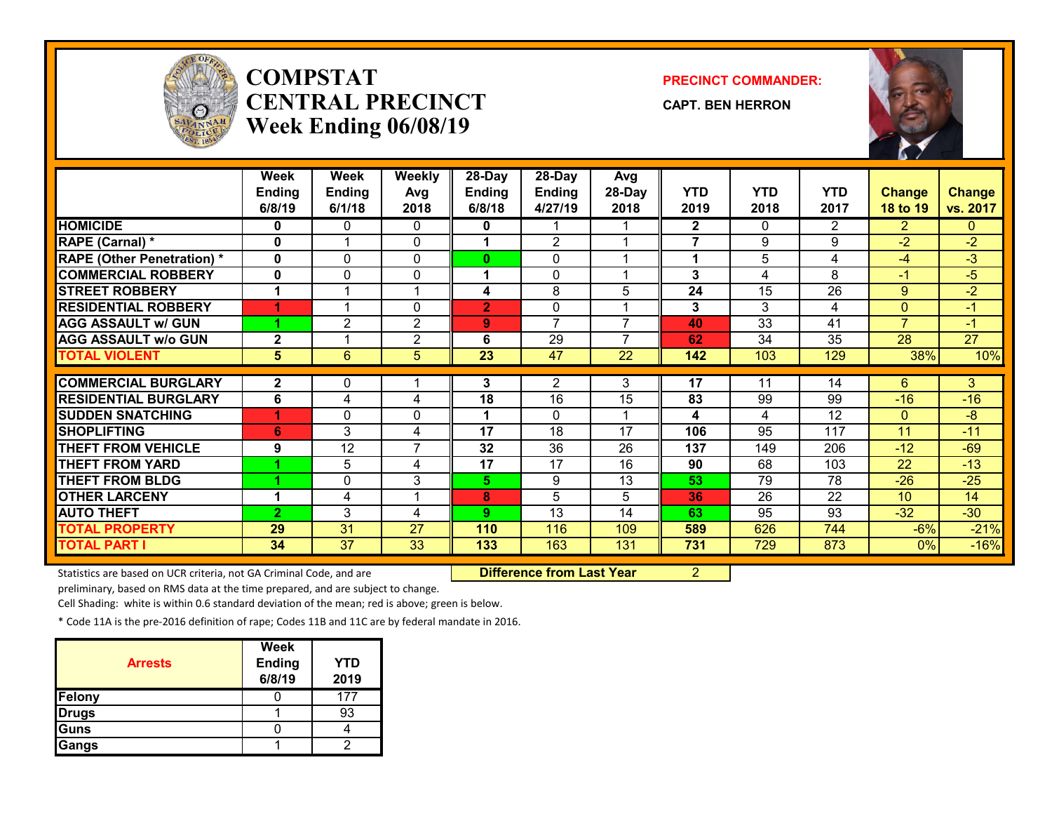# COMPSTAT
# CENTRAL PRECINCT
## Week Ending 06/08/19

**PRECINCT COMMANDER:**

**CAPT. BEN HERRON**

| | Week Ending 6/8/19 | Week Ending 6/1/18 | Weekly Avg 2018 | 28-Day Ending 6/8/18 | 28-Day Ending 4/27/19 | Avg 28-Day 2018 | YTD 2019 | YTD 2018 | YTD 2017 | Change 18 to 19 | Change vs. 2017 |
|---|---|---|---|---|---|---|---|---|---|---|---|
| HOMICIDE | 0 | 0 | 0 | 0 | 1 | 1 | 2 | 0 | 2 | 2 | 0 |
| RAPE (Carnal) * | 0 | 1 | 0 | 1 | 2 | 1 | 7 | 9 | 9 | -2 | -2 |
| RAPE (Other Penetration) * | 0 | 0 | 0 | 0 | 0 | 1 | 1 | 5 | 4 | -4 | -3 |
| COMMERCIAL ROBBERY | 0 | 0 | 0 | 1 | 0 | 1 | 3 | 4 | 8 | -1 | -5 |
| STREET ROBBERY | 1 | 1 | 1 | 4 | 8 | 5 | 24 | 15 | 26 | 9 | -2 |
| RESIDENTIAL ROBBERY | 1 | 1 | 0 | 2 | 0 | 1 | 3 | 3 | 4 | 0 | -1 |
| AGG ASSAULT w/ GUN | 1 | 2 | 2 | 9 | 7 | 7 | 40 | 33 | 41 | 7 | -1 |
| AGG ASSAULT w/o GUN | 2 | 1 | 2 | 6 | 29 | 7 | 62 | 34 | 35 | 28 | 27 |
| TOTAL VIOLENT | 5 | 6 | 5 | 23 | 47 | 22 | 142 | 103 | 129 | 38% | 10% |
| COMMERCIAL BURGLARY | 2 | 0 | 1 | 3 | 2 | 3 | 17 | 11 | 14 | 6 | 3 |
| RESIDENTIAL BURGLARY | 6 | 4 | 4 | 18 | 16 | 15 | 83 | 99 | 99 | -16 | -16 |
| SUDDEN SNATCHING | 1 | 0 | 0 | 1 | 0 | 1 | 4 | 4 | 12 | 0 | -8 |
| SHOPLIFTING | 6 | 3 | 4 | 17 | 18 | 17 | 106 | 95 | 117 | 11 | -11 |
| THEFT FROM VEHICLE | 9 | 12 | 7 | 32 | 36 | 26 | 137 | 149 | 206 | -12 | -69 |
| THEFT FROM YARD | 1 | 5 | 4 | 17 | 17 | 16 | 90 | 68 | 103 | 22 | -13 |
| THEFT FROM BLDG | 1 | 0 | 3 | 5 | 9 | 13 | 53 | 79 | 78 | -26 | -25 |
| OTHER LARCENY | 1 | 4 | 1 | 8 | 5 | 5 | 36 | 26 | 22 | 10 | 14 |
| AUTO THEFT | 2 | 3 | 4 | 9 | 13 | 14 | 63 | 95 | 93 | -32 | -30 |
| TOTAL PROPERTY | 29 | 31 | 27 | 110 | 116 | 109 | 589 | 626 | 744 | -6% | -21% |
| TOTAL PART I | 34 | 37 | 33 | 133 | 163 | 131 | 731 | 729 | 873 | 0% | -16% |

**Difference from Last Year** 2

Statistics are based on UCR criteria, not GA Criminal Code, and are preliminary, based on RMS data at the time prepared, and are subject to change.

Cell Shading: white is within 0.6 standard deviation of the mean; red is above; green is below.

* Code 11A is the pre-2016 definition of rape; Codes 11B and 11C are by federal mandate in 2016.

| Arrests | Week Ending 6/8/19 | YTD 2019 |
|---|---|---|
| Felony | 0 | 177 |
| Drugs | 1 | 93 |
| Guns | 0 | 4 |
| Gangs | 1 | 2 |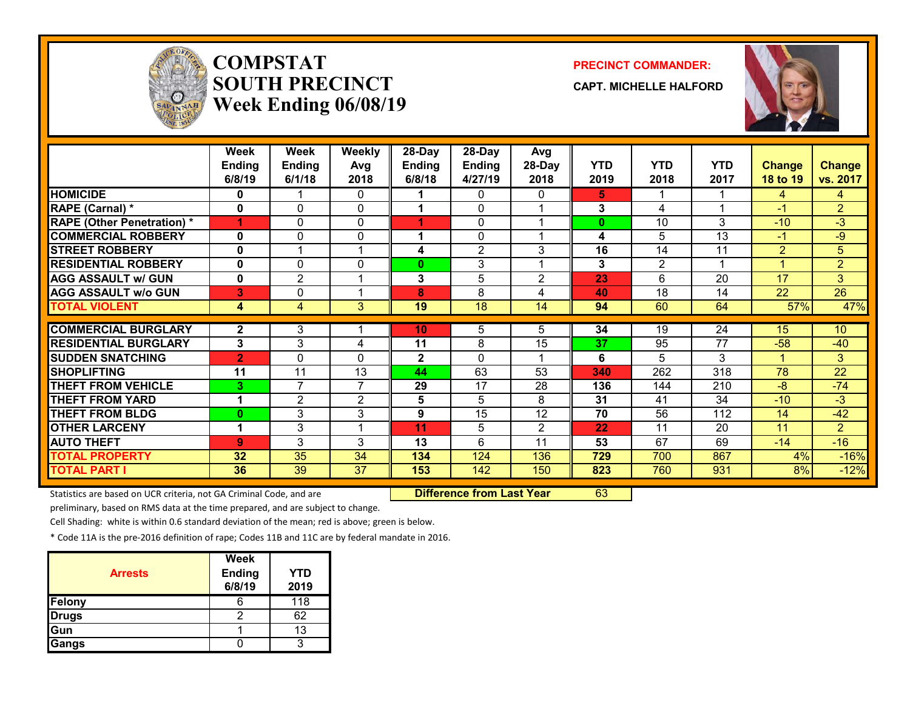# COMPSTAT
# SOUTH PRECINCT
# Week Ending 06/08/19

**PRECINCT COMMANDER:**

**CAPT. MICHELLE HALFORD**

| | Week Ending 6/8/19 | Week Ending 6/1/18 | Weekly Avg 2018 | 28-Day Ending 6/8/18 | 28-Day Ending 4/27/19 | Avg 28-Day 2018 | YTD 2019 | YTD 2018 | YTD 2017 | Change 18 to 19 | Change vs. 2017 |
|---|---|---|---|---|---|---|---|---|---|---|---|
| HOMICIDE | 0 | 1 | 0 | 1 | 0 | 0 | 5 | 1 | 1 | 4 | 4 |
| RAPE (Carnal) * | 0 | 0 | 0 | 1 | 0 | 1 | 3 | 4 | 1 | -1 | 2 |
| RAPE (Other Penetration) * | 1 | 0 | 0 | 1 | 0 | 1 | 0 | 10 | 3 | -10 | -3 |
| COMMERCIAL ROBBERY | 0 | 0 | 0 | 1 | 0 | 1 | 4 | 5 | 13 | -1 | -9 |
| STREET ROBBERY | 0 | 1 | 1 | 4 | 2 | 3 | 16 | 14 | 11 | 2 | 5 |
| RESIDENTIAL ROBBERY | 0 | 0 | 0 | 0 | 3 | 1 | 3 | 2 | 1 | 1 | 2 |
| AGG ASSAULT w/ GUN | 0 | 2 | 1 | 3 | 5 | 2 | 23 | 6 | 20 | 17 | 3 |
| AGG ASSAULT w/o GUN | 3 | 0 | 1 | 8 | 8 | 4 | 40 | 18 | 14 | 22 | 26 |
| TOTAL VIOLENT | 4 | 4 | 3 | 19 | 18 | 14 | 94 | 60 | 64 | 57% | 47% |
| COMMERCIAL BURGLARY | 2 | 3 | 1 | 10 | 5 | 5 | 34 | 19 | 24 | 15 | 10 |
| RESIDENTIAL BURGLARY | 3 | 3 | 4 | 11 | 8 | 15 | 37 | 95 | 77 | -58 | -40 |
| SUDDEN SNATCHING | 2 | 0 | 0 | 2 | 0 | 1 | 6 | 5 | 3 | 1 | 3 |
| SHOPLIFTING | 11 | 11 | 13 | 44 | 63 | 53 | 340 | 262 | 318 | 78 | 22 |
| THEFT FROM VEHICLE | 3 | 7 | 7 | 29 | 17 | 28 | 136 | 144 | 210 | -8 | -74 |
| THEFT FROM YARD | 1 | 2 | 2 | 5 | 5 | 8 | 31 | 41 | 34 | -10 | -3 |
| THEFT FROM BLDG | 0 | 3 | 3 | 9 | 15 | 12 | 70 | 56 | 112 | 14 | -42 |
| OTHER LARCENY | 1 | 3 | 1 | 11 | 5 | 2 | 22 | 11 | 20 | 11 | 2 |
| AUTO THEFT | 9 | 3 | 3 | 13 | 6 | 11 | 53 | 67 | 69 | -14 | -16 |
| TOTAL PROPERTY | 32 | 35 | 34 | 134 | 124 | 136 | 729 | 700 | 867 | 4% | -16% |
| TOTAL PART I | 36 | 39 | 37 | 153 | 142 | 150 | 823 | 760 | 931 | 8% | -12% |

**Difference from Last Year** 63

Statistics are based on UCR criteria, not GA Criminal Code, and are preliminary, based on RMS data at the time prepared, and are subject to change.

Cell Shading: white is within 0.6 standard deviation of the mean; red is above; green is below.

* Code 11A is the pre-2016 definition of rape; Codes 11B and 11C are by federal mandate in 2016.

| Arrests | Week Ending 6/8/19 | YTD 2019 |
|---|---|---|
| Felony | 6 | 118 |
| Drugs | 2 | 62 |
| Gun | 1 | 13 |
| Gangs | 0 | 3 |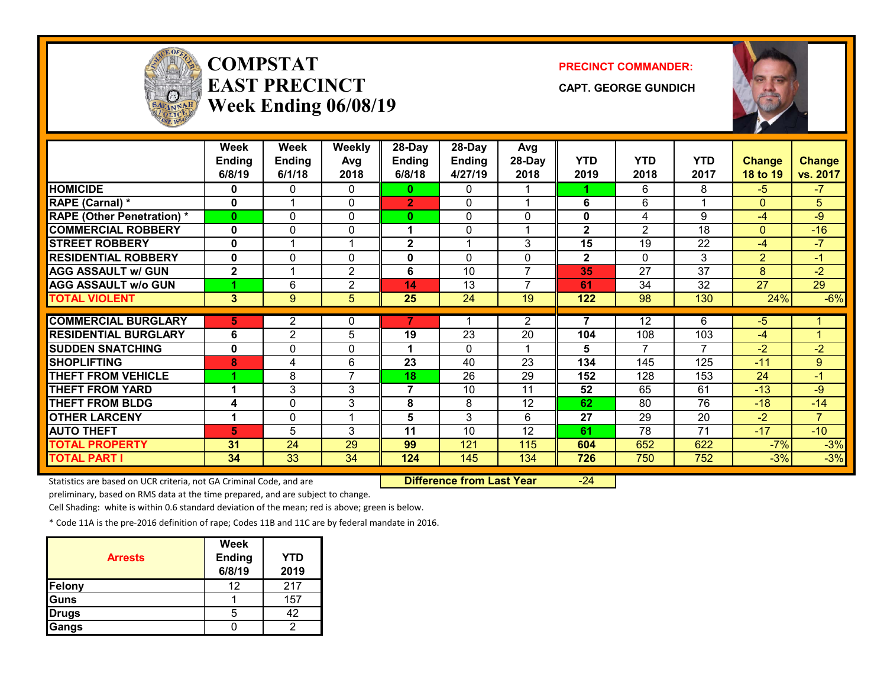# COMPSTAT
# EAST PRECINCT
# Week Ending 06/08/19

**PRECINCT COMMANDER:**

**CAPT. GEORGE GUNDICH**

| | Week Ending 6/8/19 | Week Ending 6/1/18 | Weekly Avg 2018 | 28-Day Ending 6/8/18 | 28-Day Ending 4/27/19 | Avg 28-Day 2018 | YTD 2019 | YTD 2018 | YTD 2017 | Change 18 to 19 | Change vs. 2017 |
|---|---|---|---|---|---|---|---|---|---|---|---|
| HOMICIDE | 0 | 0 | 0 | 0 | 0 | 1 | 1 | 6 | 8 | -5 | -7 |
| RAPE (Carnal) * | 0 | 1 | 0 | 2 | 0 | 1 | 6 | 6 | 1 | 0 | 5 |
| RAPE (Other Penetration) * | 0 | 0 | 0 | 0 | 0 | 0 | 0 | 4 | 9 | -4 | -9 |
| COMMERCIAL ROBBERY | 0 | 0 | 0 | 1 | 0 | 1 | 2 | 2 | 18 | 0 | -16 |
| STREET ROBBERY | 0 | 1 | 1 | 2 | 1 | 3 | 15 | 19 | 22 | -4 | -7 |
| RESIDENTIAL ROBBERY | 0 | 0 | 0 | 0 | 0 | 0 | 2 | 0 | 3 | 2 | -1 |
| AGG ASSAULT w/ GUN | 2 | 1 | 2 | 6 | 10 | 7 | 35 | 27 | 37 | 8 | -2 |
| AGG ASSAULT w/o GUN | 1 | 6 | 2 | 14 | 13 | 7 | 61 | 34 | 32 | 27 | 29 |
| TOTAL VIOLENT | 3 | 9 | 5 | 25 | 24 | 19 | 122 | 98 | 130 | 24% | -6% |
| COMMERCIAL BURGLARY | 5 | 2 | 0 | 7 | 1 | 2 | 7 | 12 | 6 | -5 | 1 |
| RESIDENTIAL BURGLARY | 6 | 2 | 5 | 19 | 23 | 20 | 104 | 108 | 103 | -4 | 1 |
| SUDDEN SNATCHING | 0 | 0 | 0 | 1 | 0 | 1 | 5 | 7 | 7 | -2 | -2 |
| SHOPLIFTING | 8 | 4 | 6 | 23 | 40 | 23 | 134 | 145 | 125 | -11 | 9 |
| THEFT FROM VEHICLE | 1 | 8 | 7 | 18 | 26 | 29 | 152 | 128 | 153 | 24 | -1 |
| THEFT FROM YARD | 1 | 3 | 3 | 7 | 10 | 11 | 52 | 65 | 61 | -13 | -9 |
| THEFT FROM BLDG | 4 | 0 | 3 | 8 | 8 | 12 | 62 | 80 | 76 | -18 | -14 |
| OTHER LARCENY | 1 | 0 | 1 | 5 | 3 | 6 | 27 | 29 | 20 | -2 | 7 |
| AUTO THEFT | 5 | 5 | 3 | 11 | 10 | 12 | 61 | 78 | 71 | -17 | -10 |
| TOTAL PROPERTY | 31 | 24 | 29 | 99 | 121 | 115 | 604 | 652 | 622 | -7% | -3% |
| TOTAL PART I | 34 | 33 | 34 | 124 | 145 | 134 | 726 | 750 | 752 | -3% | -3% |

**Difference from Last Year** -24

Statistics are based on UCR criteria, not GA Criminal Code, and are preliminary, based on RMS data at the time prepared, and are subject to change.

Cell Shading: white is within 0.6 standard deviation of the mean; red is above; green is below.

* Code 11A is the pre-2016 definition of rape; Codes 11B and 11C are by federal mandate in 2016.

| Arrests | Week Ending 6/8/19 | YTD 2019 |
|---|---|---|
| Felony | 12 | 217 |
| Guns | 1 | 157 |
| Drugs | 5 | 42 |
| Gangs | 0 | 2 |